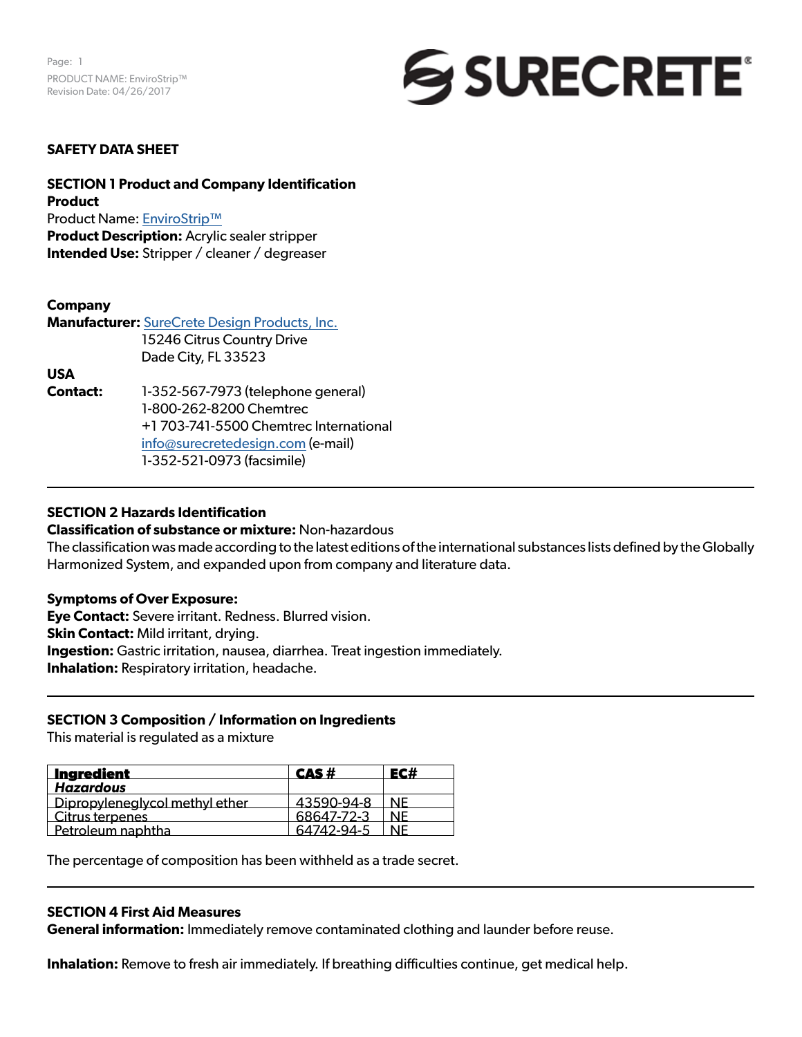# SAFETY DATA SHEET

## SECTION 1 Product and Company Identification

**Product**

Product Name: EnviroStrip™

**Product Description:** Acrylic sealer stripper

**Intended Use:** Stripper / cleaner / degreaser

**Company**

**Manufacturer:** SureCrete Design Products, Inc.
15246 Citrus Country Drive
Dade City, FL 33523

**USA**

**Contact:**
1-352-567-7973 (telephone general)
1-800-262-8200 Chemtrec
+1 703-741-5500 Chemtrec International
info@surecretedesign.com (e-mail)
1-352-521-0973 (facsimile)

## SECTION 2 Hazards Identification

**Classification of substance or mixture:** Non-hazardous

The classification was made according to the latest editions of the international substances lists defined by the Globally Harmonized System, and expanded upon from company and literature data.

**Symptoms of Over Exposure:**

**Eye Contact:** Severe irritant. Redness. Blurred vision.

**Skin Contact:** Mild irritant, drying.

**Ingestion:** Gastric irritation, nausea, diarrhea. Treat ingestion immediately.

**Inhalation:** Respiratory irritation, headache.

## SECTION 3 Composition / Information on Ingredients

This material is regulated as a mixture

| Ingredient | CAS # | EC# |
|---|---|---|
| ***Hazardous*** | | |
| Dipropyleneglycol methyl ether | 43590-94-8 | NE |
| Citrus terpenes | 68647-72-3 | NE |
| Petroleum naphtha | 64742-94-5 | NE |

The percentage of composition has been withheld as a trade secret.

## SECTION 4 First Aid Measures

**General information:** Immediately remove contaminated clothing and launder before reuse.

**Inhalation:** Remove to fresh air immediately. If breathing difficulties continue, get medical help.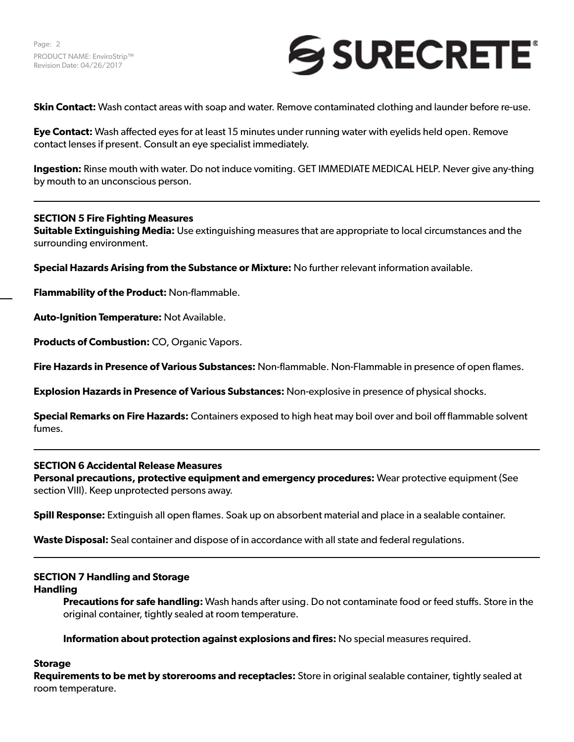**Skin Contact:** Wash contact areas with soap and water. Remove contaminated clothing and launder before re-use.

**Eye Contact:** Wash affected eyes for at least 15 minutes under running water with eyelids held open. Remove contact lenses if present. Consult an eye specialist immediately.

**Ingestion:** Rinse mouth with water. Do not induce vomiting. GET IMMEDIATE MEDICAL HELP. Never give any-thing by mouth to an unconscious person.

---

## SECTION 5 Fire Fighting Measures

**Suitable Extinguishing Media:** Use extinguishing measures that are appropriate to local circumstances and the surrounding environment.

**Special Hazards Arising from the Substance or Mixture:** No further relevant information available.

**Flammability of the Product:** Non-flammable.

**Auto-Ignition Temperature:** Not Available.

**Products of Combustion:** CO, Organic Vapors.

**Fire Hazards in Presence of Various Substances:** Non-flammable. Non-Flammable in presence of open flames.

**Explosion Hazards in Presence of Various Substances:** Non-explosive in presence of physical shocks.

**Special Remarks on Fire Hazards:** Containers exposed to high heat may boil over and boil off flammable solvent fumes.

---

## SECTION 6 Accidental Release Measures

**Personal precautions, protective equipment and emergency procedures:** Wear protective equipment (See section VIII). Keep unprotected persons away.

**Spill Response:** Extinguish all open flames. Soak up on absorbent material and place in a sealable container.

**Waste Disposal:** Seal container and dispose of in accordance with all state and federal regulations.

---

## SECTION 7 Handling and Storage

### Handling

**Precautions for safe handling:** Wash hands after using. Do not contaminate food or feed stuffs. Store in the original container, tightly sealed at room temperature.

**Information about protection against explosions and fires:** No special measures required.

### Storage

**Requirements to be met by storerooms and receptacles:** Store in original sealable container, tightly sealed at room temperature.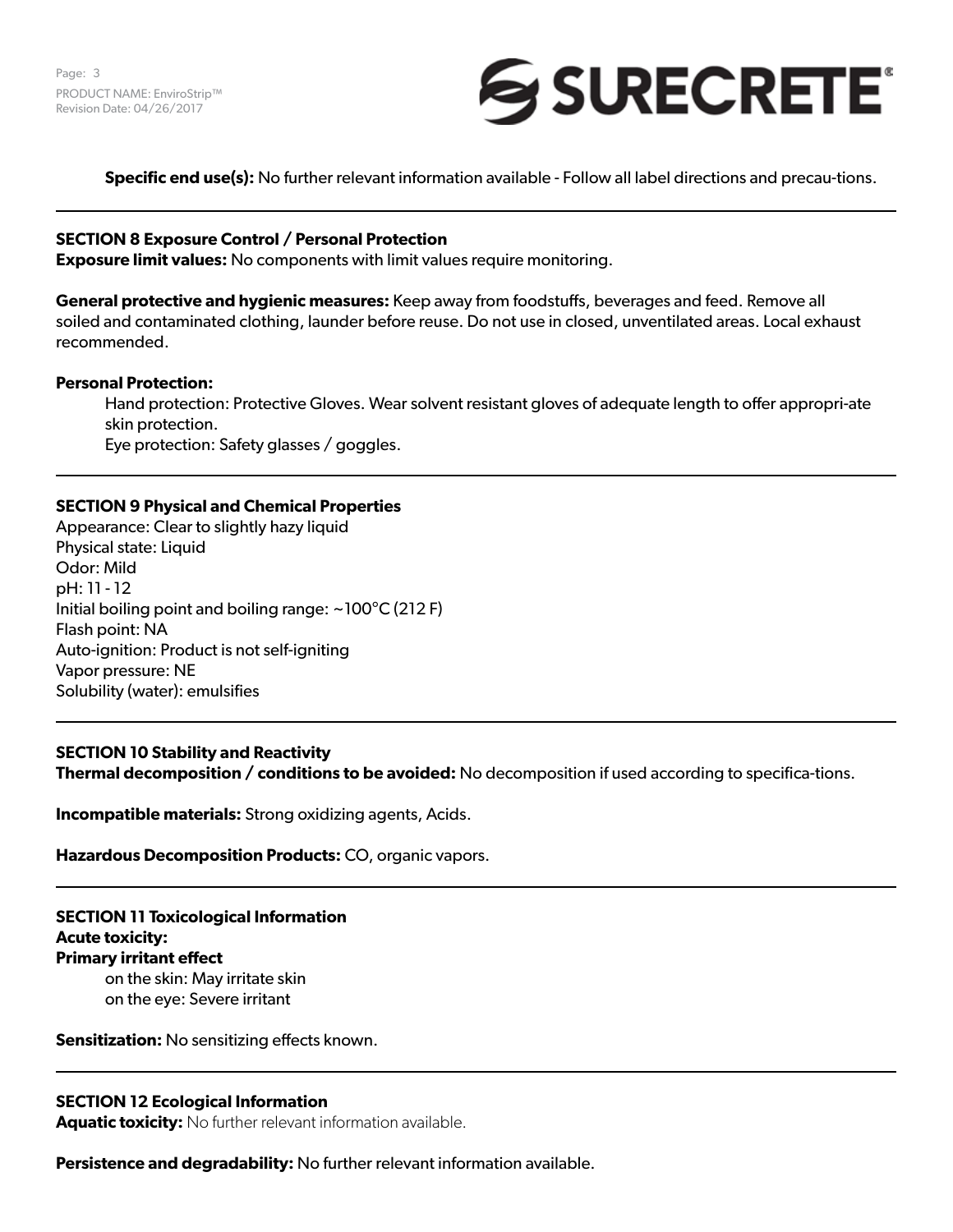**Specific end use(s):** No further relevant information available - Follow all label directions and precau-tions.

## SECTION 8 Exposure Control / Personal Protection

**Exposure limit values:** No components with limit values require monitoring.

**General protective and hygienic measures:** Keep away from foodstuffs, beverages and feed. Remove all soiled and contaminated clothing, launder before reuse. Do not use in closed, unventilated areas. Local exhaust recommended.

**Personal Protection:**

Hand protection: Protective Gloves. Wear solvent resistant gloves of adequate length to offer appropri-ate skin protection.
Eye protection: Safety glasses / goggles.

## SECTION 9 Physical and Chemical Properties

Appearance: Clear to slightly hazy liquid
Physical state: Liquid
Odor: Mild
pH: 11 - 12
Initial boiling point and boiling range: ~100°C (212 F)
Flash point: NA
Auto-ignition: Product is not self-igniting
Vapor pressure: NE
Solubility (water): emulsifies

## SECTION 10 Stability and Reactivity

**Thermal decomposition / conditions to be avoided:** No decomposition if used according to specifica-tions.

**Incompatible materials:** Strong oxidizing agents, Acids.

**Hazardous Decomposition Products:** CO, organic vapors.

## SECTION 11 Toxicological Information

**Acute toxicity:**

**Primary irritant effect**

on the skin: May irritate skin
on the eye: Severe irritant

**Sensitization:** No sensitizing effects known.

## SECTION 12 Ecological Information

**Aquatic toxicity:** No further relevant information available.

**Persistence and degradability:** No further relevant information available.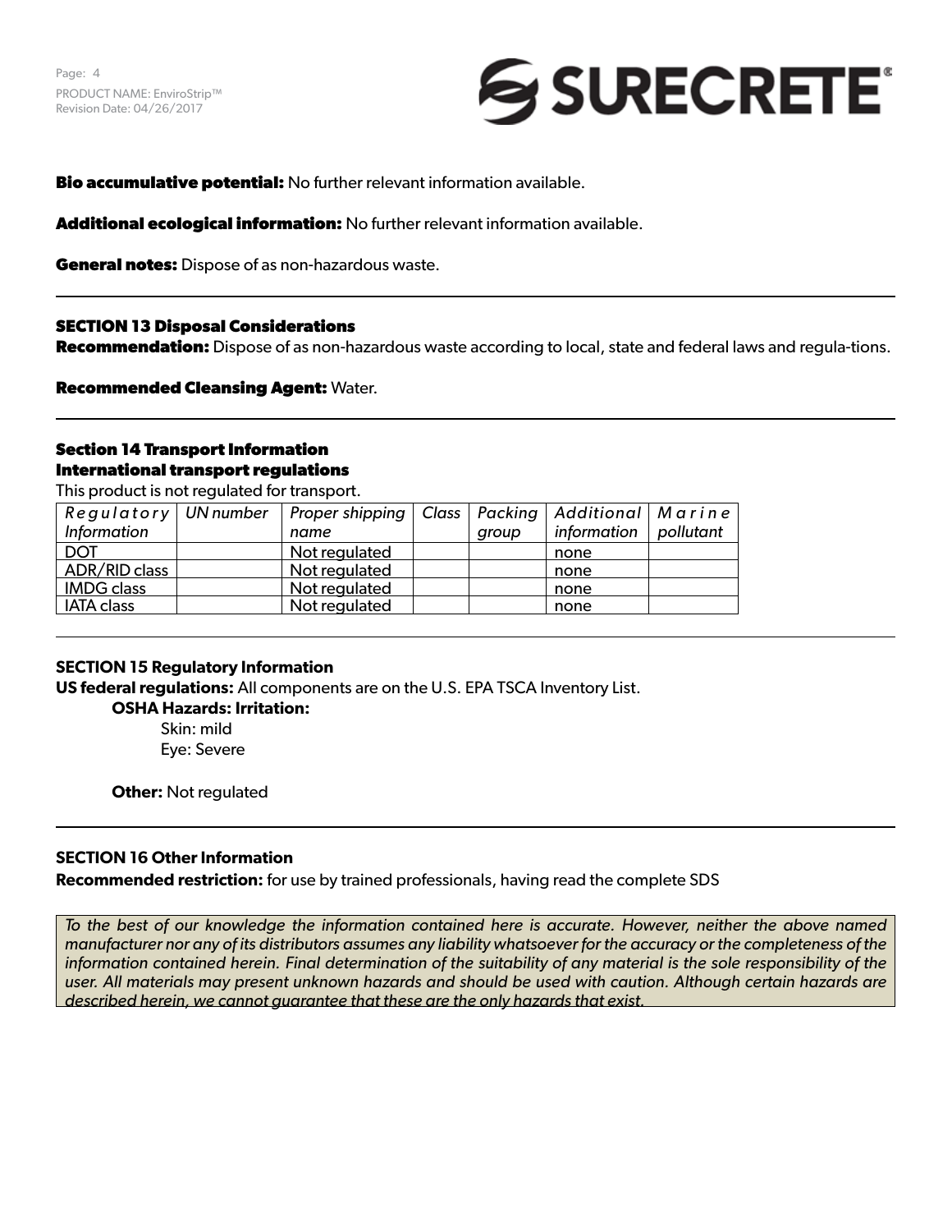**Bio accumulative potential:** No further relevant information available.

**Additional ecological information:** No further relevant information available.

**General notes:** Dispose of as non-hazardous waste.

## SECTION 13 Disposal Considerations

**Recommendation:** Dispose of as non-hazardous waste according to local, state and federal laws and regula-tions.

**Recommended Cleansing Agent:** Water.

## Section 14 Transport Information

### International transport regulations

This product is not regulated for transport.

| *Regulatory Information* | *UN number* | *Proper shipping name* | *Class* | *Packing group* | *Additional information* | *Marine pollutant* |
|---|---|---|---|---|---|---|
| DOT | | Not regulated | | | none | |
| ADR/RID class | | Not regulated | | | none | |
| IMDG class | | Not regulated | | | none | |
| IATA class | | Not regulated | | | none | |

## SECTION 15 Regulatory Information

**US federal regulations:** All components are on the U.S. EPA TSCA Inventory List.

**OSHA Hazards: Irritation:**

Skin: mild
Eye: Severe

**Other:** Not regulated

## SECTION 16 Other Information

**Recommended restriction:** for use by trained professionals, having read the complete SDS

*To the best of our knowledge the information contained here is accurate. However, neither the above named manufacturer nor any of its distributors assumes any liability whatsoever for the accuracy or the completeness of the information contained herein. Final determination of the suitability of any material is the sole responsibility of the user. All materials may present unknown hazards and should be used with caution. Although certain hazards are described herein, we cannot guarantee that these are the only hazards that exist.*